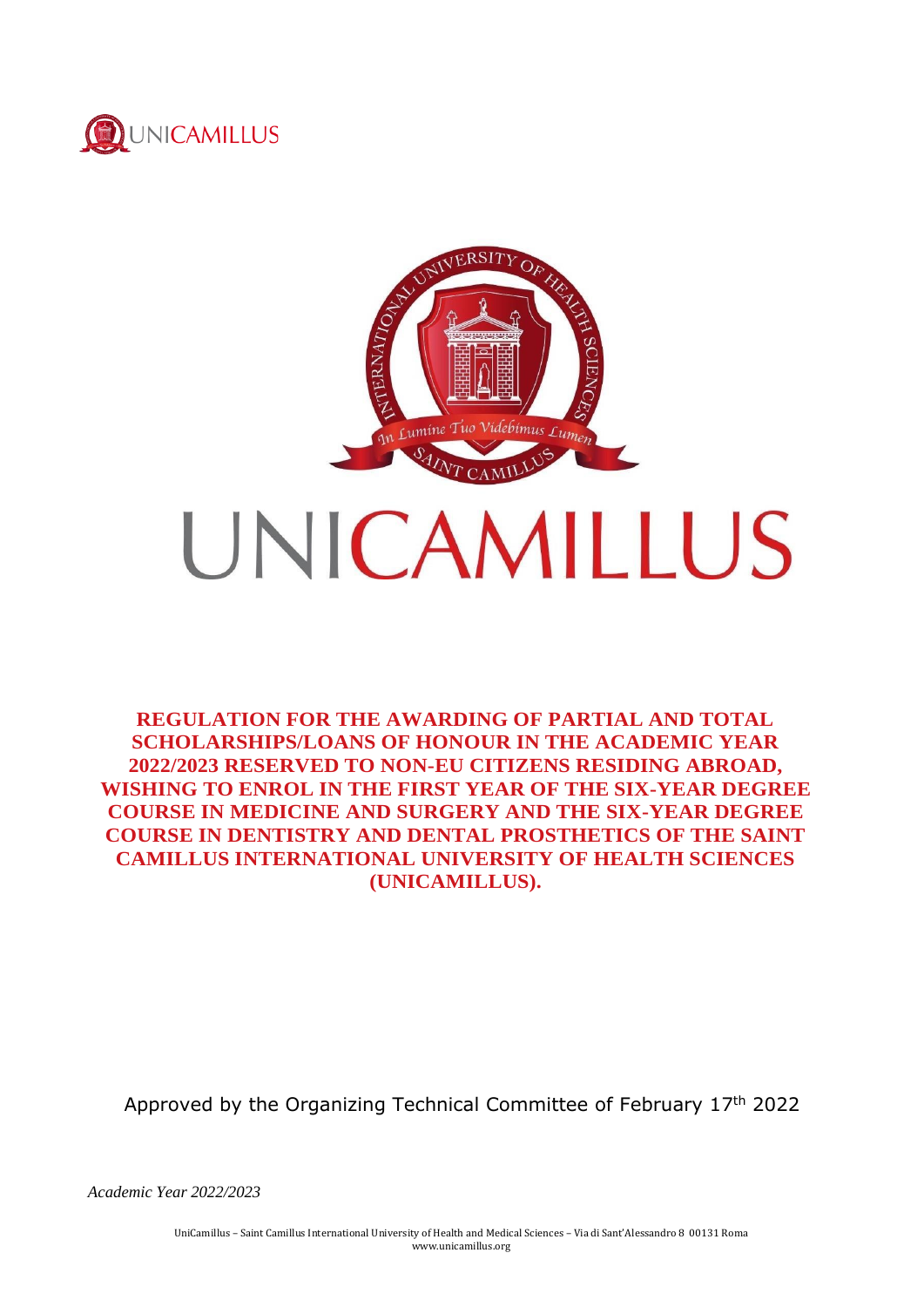UNICAMILLUS

# REGULATION FOR THE AWARDING OF PARTIAL AND TOTAL SCHOLARSHIPS/LOANS OF HONOUR IN THE ACADEMIC YEAR 2022/2023 RESERVED TO NON-EU CITIZENS RESIDING ABROAD, WISHING TO ENROL IN THE FIRST YEAR OF THE SIX-YEAR DEGREE COURSE IN MEDICINE AND SURGERY AND THE SIX-YEAR DEGREE COURSE IN DENTISTRY AND DENTAL PROSTHETICS OF THE SAINT CAMILLUS INTERNATIONAL UNIVERSITY OF HEALTH SCIENCES (UNICAMILLUS).

Approved by the Organizing Technical Committee of February 17th 2022

*Academic Year 2022/2023*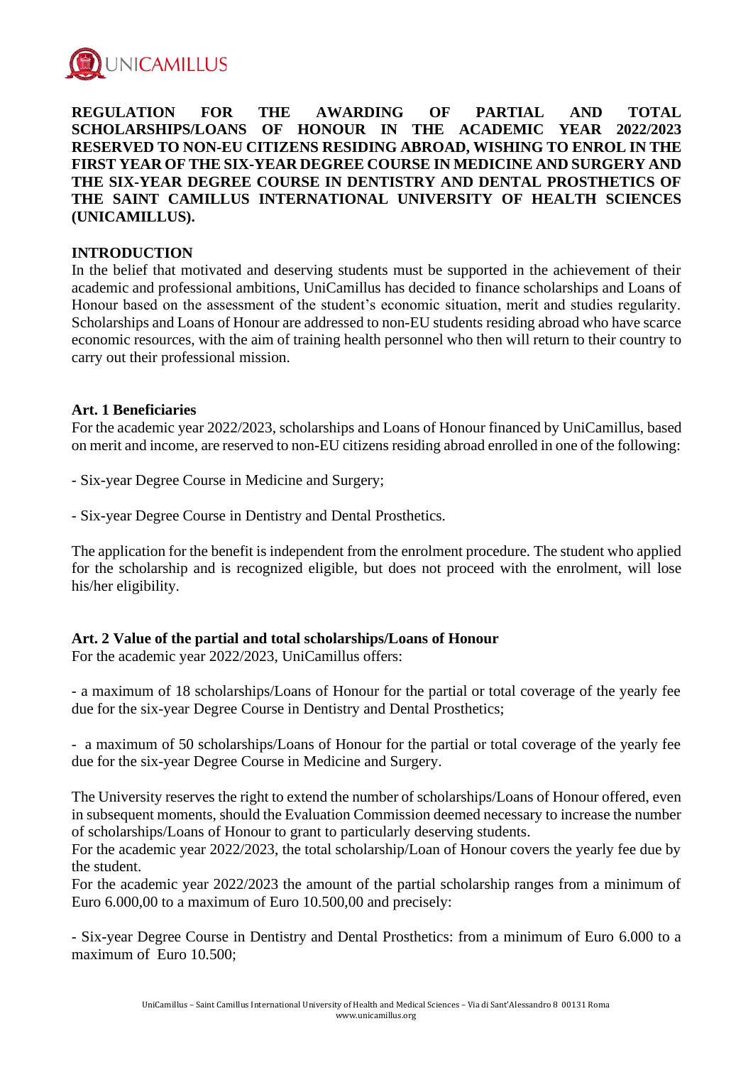**REGULATION FOR THE AWARDING OF PARTIAL AND TOTAL SCHOLARSHIPS/LOANS OF HONOUR IN THE ACADEMIC YEAR 2022/2023 RESERVED TO NON-EU CITIZENS RESIDING ABROAD, WISHING TO ENROL IN THE FIRST YEAR OF THE SIX-YEAR DEGREE COURSE IN MEDICINE AND SURGERY AND THE SIX-YEAR DEGREE COURSE IN DENTISTRY AND DENTAL PROSTHETICS OF THE SAINT CAMILLUS INTERNATIONAL UNIVERSITY OF HEALTH SCIENCES (UNICAMILLUS).**

## INTRODUCTION

In the belief that motivated and deserving students must be supported in the achievement of their academic and professional ambitions, UniCamillus has decided to finance scholarships and Loans of Honour based on the assessment of the student's economic situation, merit and studies regularity. Scholarships and Loans of Honour are addressed to non-EU students residing abroad who have scarce economic resources, with the aim of training health personnel who then will return to their country to carry out their professional mission.

## Art. 1 Beneficiaries

For the academic year 2022/2023, scholarships and Loans of Honour financed by UniCamillus, based on merit and income, are reserved to non-EU citizens residing abroad enrolled in one of the following:

- Six-year Degree Course in Medicine and Surgery;

- Six-year Degree Course in Dentistry and Dental Prosthetics.

The application for the benefit is independent from the enrolment procedure. The student who applied for the scholarship and is recognized eligible, but does not proceed with the enrolment, will lose his/her eligibility.

## Art. 2 Value of the partial and total scholarships/Loans of Honour

For the academic year 2022/2023, UniCamillus offers:

- a maximum of 18 scholarships/Loans of Honour for the partial or total coverage of the yearly fee due for the six-year Degree Course in Dentistry and Dental Prosthetics;

- a maximum of 50 scholarships/Loans of Honour for the partial or total coverage of the yearly fee due for the six-year Degree Course in Medicine and Surgery.

The University reserves the right to extend the number of scholarships/Loans of Honour offered, even in subsequent moments, should the Evaluation Commission deemed necessary to increase the number of scholarships/Loans of Honour to grant to particularly deserving students.

For the academic year 2022/2023, the total scholarship/Loan of Honour covers the yearly fee due by the student.

For the academic year 2022/2023 the amount of the partial scholarship ranges from a minimum of Euro 6.000,00 to a maximum of Euro 10.500,00 and precisely:

- Six-year Degree Course in Dentistry and Dental Prosthetics: from a minimum of Euro 6.000 to a maximum of Euro 10.500;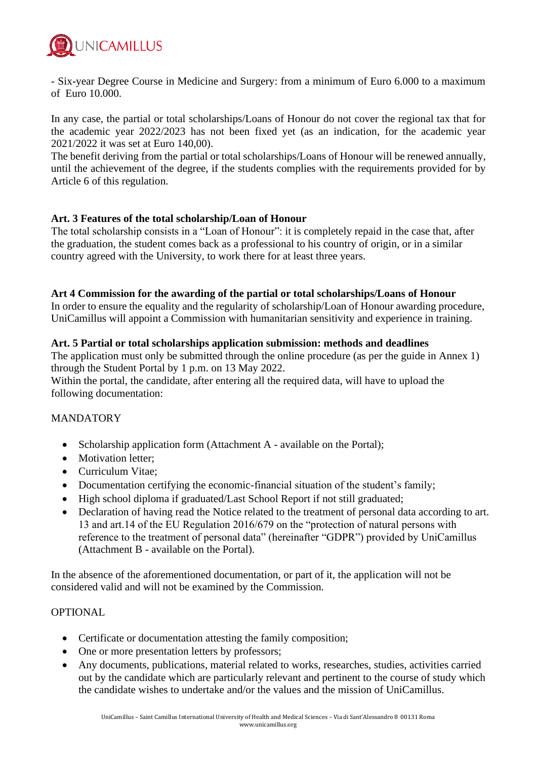- Six-year Degree Course in Medicine and Surgery: from a minimum of Euro 6.000 to a maximum of Euro 10.000.

In any case, the partial or total scholarships/Loans of Honour do not cover the regional tax that for the academic year 2022/2023 has not been fixed yet (as an indication, for the academic year 2021/2022 it was set at Euro 140,00).
The benefit deriving from the partial or total scholarships/Loans of Honour will be renewed annually, until the achievement of the degree, if the students complies with the requirements provided for by Article 6 of this regulation.

**Art. 3 Features of the total scholarship/Loan of Honour**
The total scholarship consists in a "Loan of Honour": it is completely repaid in the case that, after the graduation, the student comes back as a professional to his country of origin, or in a similar country agreed with the University, to work there for at least three years.

**Art 4 Commission for the awarding of the partial or total scholarships/Loans of Honour**
In order to ensure the equality and the regularity of scholarship/Loan of Honour awarding procedure, UniCamillus will appoint a Commission with humanitarian sensitivity and experience in training.

**Art. 5 Partial or total scholarships application submission: methods and deadlines**
The application must only be submitted through the online procedure (as per the guide in Annex 1) through the Student Portal by 1 p.m. on 13 May 2022.
Within the portal, the candidate, after entering all the required data, will have to upload the following documentation:

MANDATORY

- Scholarship application form (Attachment A - available on the Portal);
- Motivation letter;
- Curriculum Vitae;
- Documentation certifying the economic-financial situation of the student's family;
- High school diploma if graduated/Last School Report if not still graduated;
- Declaration of having read the Notice related to the treatment of personal data according to art. 13 and art.14 of the EU Regulation 2016/679 on the "protection of natural persons with reference to the treatment of personal data" (hereinafter "GDPR") provided by UniCamillus (Attachment B - available on the Portal).

In the absence of the aforementioned documentation, or part of it, the application will not be considered valid and will not be examined by the Commission.

OPTIONAL

- Certificate or documentation attesting the family composition;
- One or more presentation letters by professors;
- Any documents, publications, material related to works, researches, studies, activities carried out by the candidate which are particularly relevant and pertinent to the course of study which the candidate wishes to undertake and/or the values and the mission of UniCamillus.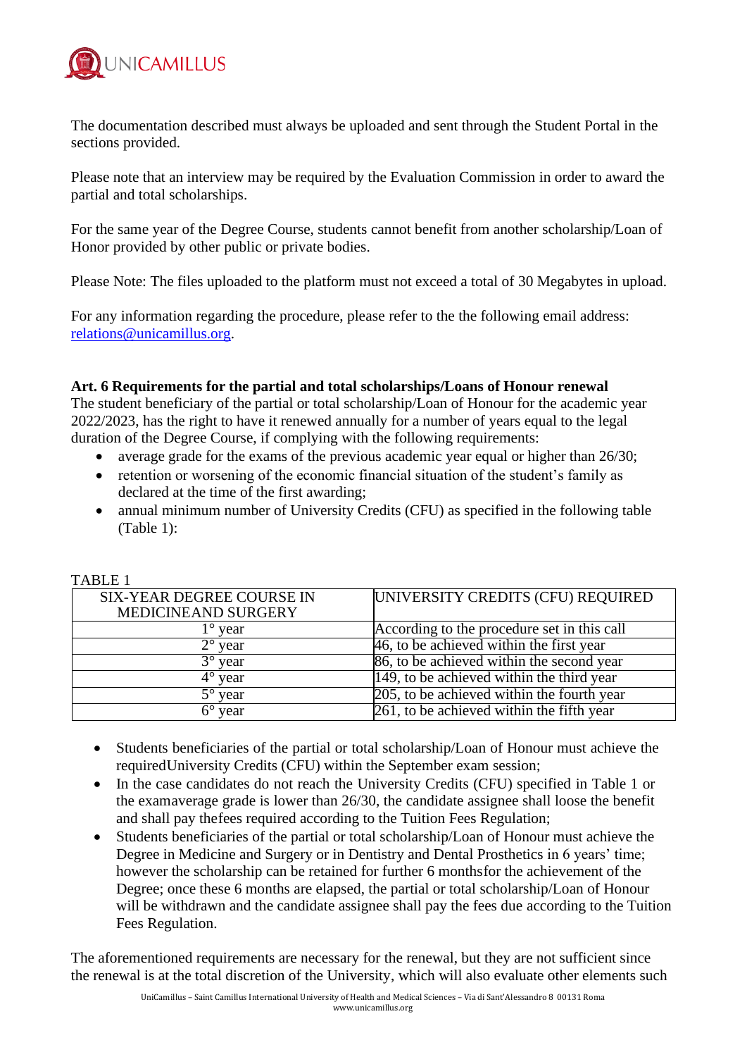The documentation described must always be uploaded and sent through the Student Portal in the sections provided.

Please note that an interview may be required by the Evaluation Commission in order to award the partial and total scholarships.

For the same year of the Degree Course, students cannot benefit from another scholarship/Loan of Honor provided by other public or private bodies.

Please Note: The files uploaded to the platform must not exceed a total of 30 Megabytes in upload.

For any information regarding the procedure, please refer to the the following email address: relations@unicamillus.org.

**Art. 6 Requirements for the partial and total scholarships/Loans of Honour renewal**

The student beneficiary of the partial or total scholarship/Loan of Honour for the academic year 2022/2023, has the right to have it renewed annually for a number of years equal to the legal duration of the Degree Course, if complying with the following requirements:

- average grade for the exams of the previous academic year equal or higher than 26/30;
- retention or worsening of the economic financial situation of the student's family as declared at the time of the first awarding;
- annual minimum number of University Credits (CFU) as specified in the following table (Table 1):

TABLE 1

| SIX-YEAR DEGREE COURSE IN MEDICINEAND SURGERY | UNIVERSITY CREDITS (CFU) REQUIRED |
|---|---|
| 1° year | According to the procedure set in this call |
| 2° year | 46, to be achieved within the first year |
| 3° year | 86, to be achieved within the second year |
| 4° year | 149, to be achieved within the third year |
| 5° year | 205, to be achieved within the fourth year |
| 6° year | 261, to be achieved within the fifth year |

- Students beneficiaries of the partial or total scholarship/Loan of Honour must achieve the requiredUniversity Credits (CFU) within the September exam session;
- In the case candidates do not reach the University Credits (CFU) specified in Table 1 or the examaverage grade is lower than 26/30, the candidate assignee shall loose the benefit and shall pay thefees required according to the Tuition Fees Regulation;
- Students beneficiaries of the partial or total scholarship/Loan of Honour must achieve the Degree in Medicine and Surgery or in Dentistry and Dental Prosthetics in 6 years' time; however the scholarship can be retained for further 6 monthsfor the achievement of the Degree; once these 6 months are elapsed, the partial or total scholarship/Loan of Honour will be withdrawn and the candidate assignee shall pay the fees due according to the Tuition Fees Regulation.

The aforementioned requirements are necessary for the renewal, but they are not sufficient since the renewal is at the total discretion of the University, which will also evaluate other elements such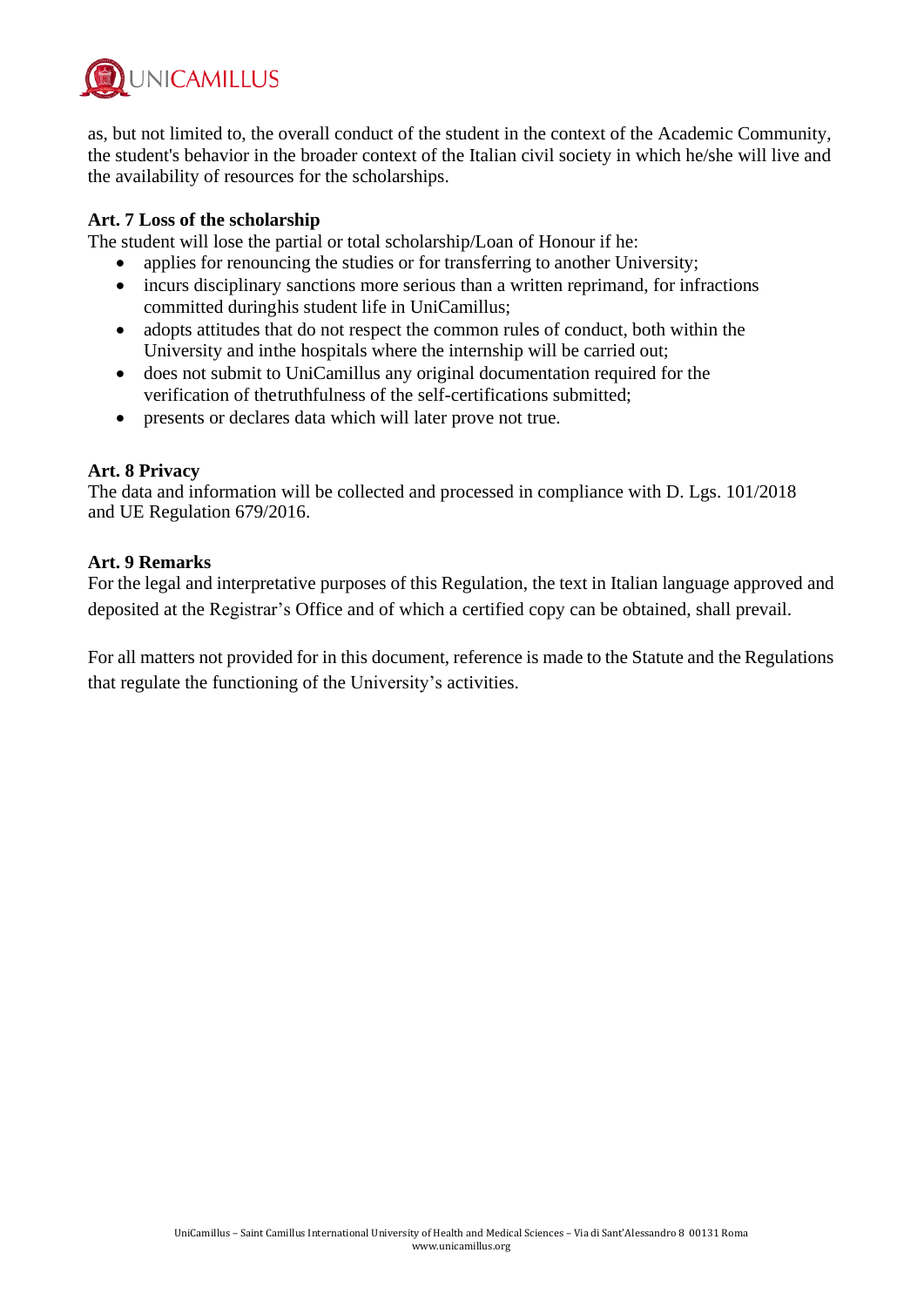as, but not limited to, the overall conduct of the student in the context of the Academic Community, the student's behavior in the broader context of the Italian civil society in which he/she will live and the availability of resources for the scholarships.

**Art. 7 Loss of the scholarship**

The student will lose the partial or total scholarship/Loan of Honour if he:

- applies for renouncing the studies or for transferring to another University;
- incurs disciplinary sanctions more serious than a written reprimand, for infractions committed duringhis student life in UniCamillus;
- adopts attitudes that do not respect the common rules of conduct, both within the University and inthe hospitals where the internship will be carried out;
- does not submit to UniCamillus any original documentation required for the verification of thetruthfulness of the self-certifications submitted;
- presents or declares data which will later prove not true.

**Art. 8 Privacy**

The data and information will be collected and processed in compliance with D. Lgs. 101/2018 and UE Regulation 679/2016.

**Art. 9 Remarks**

For the legal and interpretative purposes of this Regulation, the text in Italian language approved and deposited at the Registrar's Office and of which a certified copy can be obtained, shall prevail.

For all matters not provided for in this document, reference is made to the Statute and the Regulations that regulate the functioning of the University's activities.